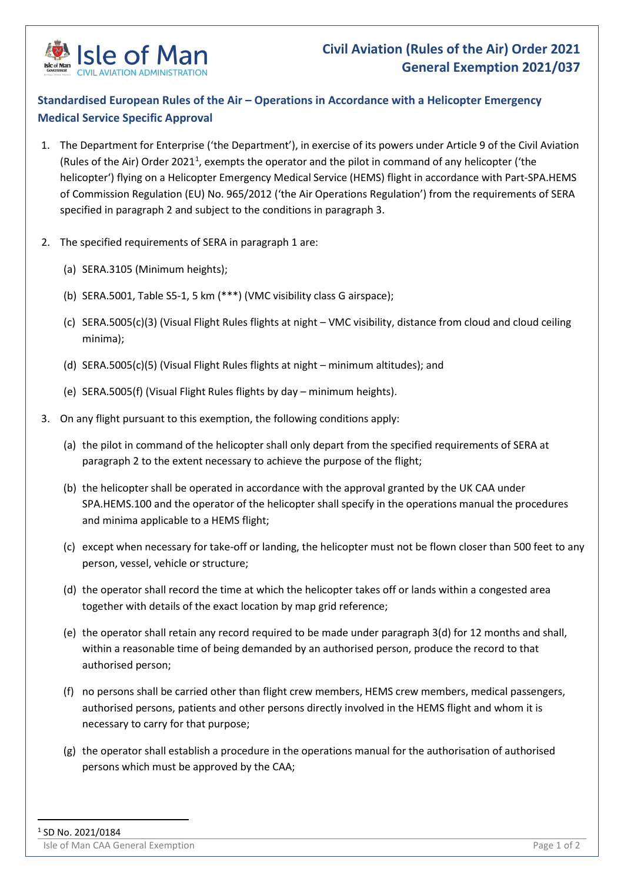# Civil Aviation (Rules of the Air) Order 2021
# General Exemption 2021/037

## Standardised European Rules of the Air – Operations in Accordance with a Helicopter Emergency Medical Service Specific Approval

1. The Department for Enterprise ('the Department'), in exercise of its powers under Article 9 of the Civil Aviation (Rules of the Air) Order 2021[1], exempts the operator and the pilot in command of any helicopter ('the helicopter') flying on a Helicopter Emergency Medical Service (HEMS) flight in accordance with Part-SPA.HEMS of Commission Regulation (EU) No. 965/2012 ('the Air Operations Regulation') from the requirements of SERA specified in paragraph 2 and subject to the conditions in paragraph 3.

2. The specified requirements of SERA in paragraph 1 are:

   (a) SERA.3105 (Minimum heights);

   (b) SERA.5001, Table S5-1, 5 km (***) (VMC visibility class G airspace);

   (c) SERA.5005(c)(3) (Visual Flight Rules flights at night – VMC visibility, distance from cloud and cloud ceiling minima);

   (d) SERA.5005(c)(5) (Visual Flight Rules flights at night – minimum altitudes); and

   (e) SERA.5005(f) (Visual Flight Rules flights by day – minimum heights).

3. On any flight pursuant to this exemption, the following conditions apply:

   (a) the pilot in command of the helicopter shall only depart from the specified requirements of SERA at paragraph 2 to the extent necessary to achieve the purpose of the flight;

   (b) the helicopter shall be operated in accordance with the approval granted by the UK CAA under SPA.HEMS.100 and the operator of the helicopter shall specify in the operations manual the procedures and minima applicable to a HEMS flight;

   (c) except when necessary for take-off or landing, the helicopter must not be flown closer than 500 feet to any person, vessel, vehicle or structure;

   (d) the operator shall record the time at which the helicopter takes off or lands within a congested area together with details of the exact location by map grid reference;

   (e) the operator shall retain any record required to be made under paragraph 3(d) for 12 months and shall, within a reasonable time of being demanded by an authorised person, produce the record to that authorised person;

   (f) no persons shall be carried other than flight crew members, HEMS crew members, medical passengers, authorised persons, patients and other persons directly involved in the HEMS flight and whom it is necessary to carry for that purpose;

   (g) the operator shall establish a procedure in the operations manual for the authorisation of authorised persons which must be approved by the CAA;

---

[1] SD No. 2021/0184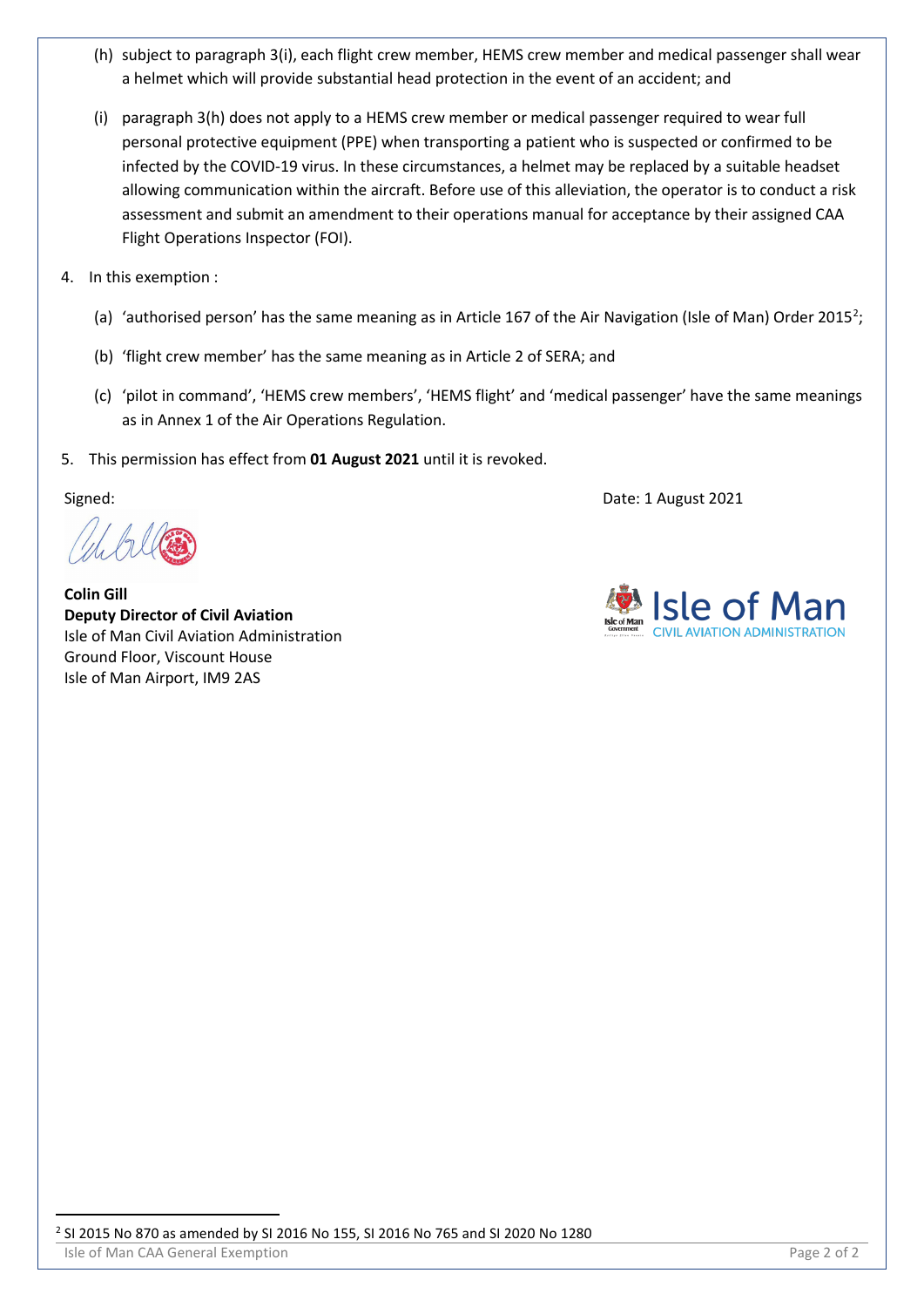(h) subject to paragraph 3(i), each flight crew member, HEMS crew member and medical passenger shall wear a helmet which will provide substantial head protection in the event of an accident; and

(i) paragraph 3(h) does not apply to a HEMS crew member or medical passenger required to wear full personal protective equipment (PPE) when transporting a patient who is suspected or confirmed to be infected by the COVID-19 virus. In these circumstances, a helmet may be replaced by a suitable headset allowing communication within the aircraft. Before use of this alleviation, the operator is to conduct a risk assessment and submit an amendment to their operations manual for acceptance by their assigned CAA Flight Operations Inspector (FOI).

4. In this exemption :

(a) 'authorised person' has the same meaning as in Article 167 of the Air Navigation (Isle of Man) Order 2015[2];

(b) 'flight crew member' has the same meaning as in Article 2 of SERA; and

(c) 'pilot in command', 'HEMS crew members', 'HEMS flight' and 'medical passenger' have the same meanings as in Annex 1 of the Air Operations Regulation.

5. This permission has effect from **01 August 2021** until it is revoked.

Signed:

Date: 1 August 2021

**Colin Gill**
**Deputy Director of Civil Aviation**
Isle of Man Civil Aviation Administration
Ground Floor, Viscount House
Isle of Man Airport, IM9 2AS

Isle of Man
CIVIL AVIATION ADMINISTRATION

[2] SI 2015 No 870 as amended by SI 2016 No 155, SI 2016 No 765 and SI 2020 No 1280